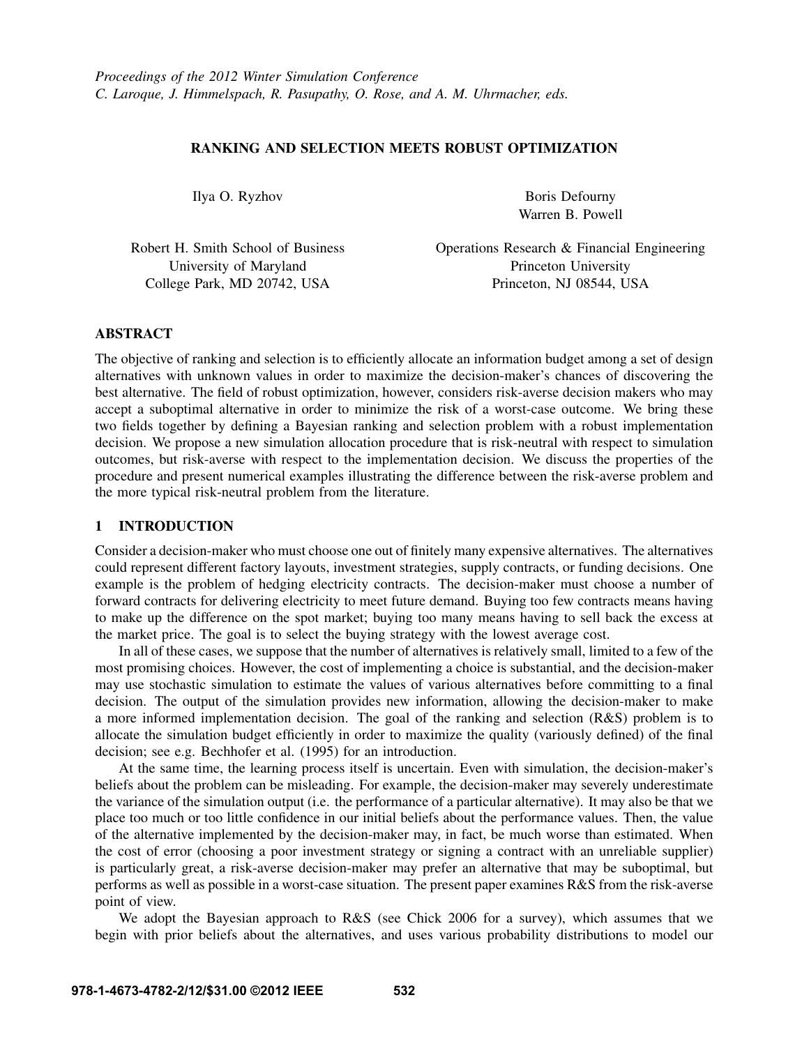*Proceedings of the 2012 Winter Simulation Conference*
*C. Laroque, J. Himmelspach, R. Pasupathy, O. Rose, and A. M. Uhrmacher, eds.*

# RANKING AND SELECTION MEETS ROBUST OPTIMIZATION

Ilya O. Ryzhov

Robert H. Smith School of Business
University of Maryland
College Park, MD 20742, USA

Boris Defourny
Warren B. Powell

Operations Research & Financial Engineering
Princeton University
Princeton, NJ 08544, USA

## ABSTRACT

The objective of ranking and selection is to efficiently allocate an information budget among a set of design alternatives with unknown values in order to maximize the decision-maker's chances of discovering the best alternative. The field of robust optimization, however, considers risk-averse decision makers who may accept a suboptimal alternative in order to minimize the risk of a worst-case outcome. We bring these two fields together by defining a Bayesian ranking and selection problem with a robust implementation decision. We propose a new simulation allocation procedure that is risk-neutral with respect to simulation outcomes, but risk-averse with respect to the implementation decision. We discuss the properties of the procedure and present numerical examples illustrating the difference between the risk-averse problem and the more typical risk-neutral problem from the literature.

## 1 INTRODUCTION

Consider a decision-maker who must choose one out of finitely many expensive alternatives. The alternatives could represent different factory layouts, investment strategies, supply contracts, or funding decisions. One example is the problem of hedging electricity contracts. The decision-maker must choose a number of forward contracts for delivering electricity to meet future demand. Buying too few contracts means having to make up the difference on the spot market; buying too many means having to sell back the excess at the market price. The goal is to select the buying strategy with the lowest average cost.

In all of these cases, we suppose that the number of alternatives is relatively small, limited to a few of the most promising choices. However, the cost of implementing a choice is substantial, and the decision-maker may use stochastic simulation to estimate the values of various alternatives before committing to a final decision. The output of the simulation provides new information, allowing the decision-maker to make a more informed implementation decision. The goal of the ranking and selection (R&S) problem is to allocate the simulation budget efficiently in order to maximize the quality (variously defined) of the final decision; see e.g. Bechhofer et al. (1995) for an introduction.

At the same time, the learning process itself is uncertain. Even with simulation, the decision-maker's beliefs about the problem can be misleading. For example, the decision-maker may severely underestimate the variance of the simulation output (i.e. the performance of a particular alternative). It may also be that we place too much or too little confidence in our initial beliefs about the performance values. Then, the value of the alternative implemented by the decision-maker may, in fact, be much worse than estimated. When the cost of error (choosing a poor investment strategy or signing a contract with an unreliable supplier) is particularly great, a risk-averse decision-maker may prefer an alternative that may be suboptimal, but performs as well as possible in a worst-case situation. The present paper examines R&S from the risk-averse point of view.

We adopt the Bayesian approach to R&S (see Chick 2006 for a survey), which assumes that we begin with prior beliefs about the alternatives, and uses various probability distributions to model our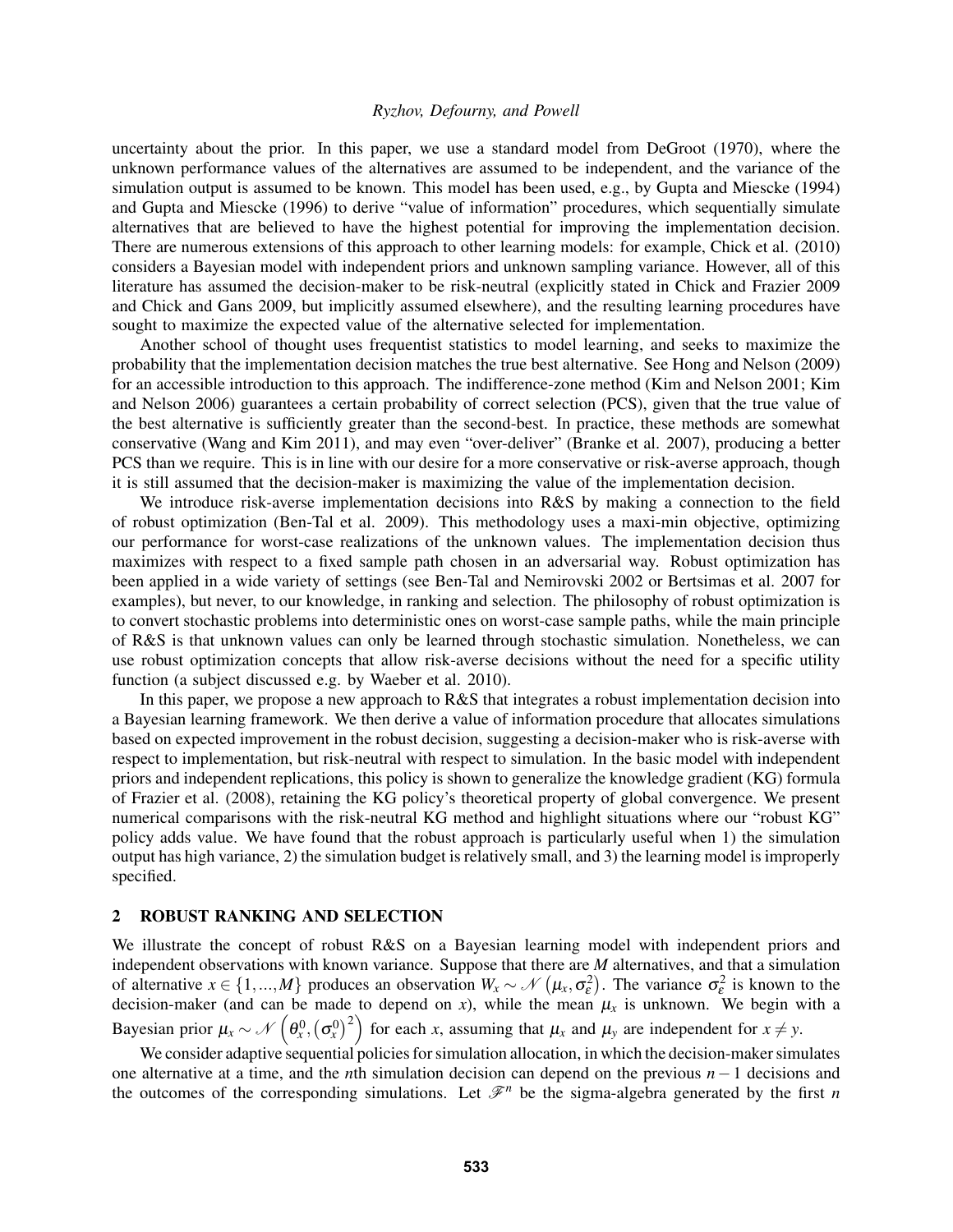uncertainty about the prior. In this paper, we use a standard model from DeGroot (1970), where the unknown performance values of the alternatives are assumed to be independent, and the variance of the simulation output is assumed to be known. This model has been used, e.g., by Gupta and Miescke (1994) and Gupta and Miescke (1996) to derive "value of information" procedures, which sequentially simulate alternatives that are believed to have the highest potential for improving the implementation decision. There are numerous extensions of this approach to other learning models: for example, Chick et al. (2010) considers a Bayesian model with independent priors and unknown sampling variance. However, all of this literature has assumed the decision-maker to be risk-neutral (explicitly stated in Chick and Frazier 2009 and Chick and Gans 2009, but implicitly assumed elsewhere), and the resulting learning procedures have sought to maximize the expected value of the alternative selected for implementation.

Another school of thought uses frequentist statistics to model learning, and seeks to maximize the probability that the implementation decision matches the true best alternative. See Hong and Nelson (2009) for an accessible introduction to this approach. The indifference-zone method (Kim and Nelson 2001; Kim and Nelson 2006) guarantees a certain probability of correct selection (PCS), given that the true value of the best alternative is sufficiently greater than the second-best. In practice, these methods are somewhat conservative (Wang and Kim 2011), and may even "over-deliver" (Branke et al. 2007), producing a better PCS than we require. This is in line with our desire for a more conservative or risk-averse approach, though it is still assumed that the decision-maker is maximizing the value of the implementation decision.

We introduce risk-averse implementation decisions into R&S by making a connection to the field of robust optimization (Ben-Tal et al. 2009). This methodology uses a maxi-min objective, optimizing our performance for worst-case realizations of the unknown values. The implementation decision thus maximizes with respect to a fixed sample path chosen in an adversarial way. Robust optimization has been applied in a wide variety of settings (see Ben-Tal and Nemirovski 2002 or Bertsimas et al. 2007 for examples), but never, to our knowledge, in ranking and selection. The philosophy of robust optimization is to convert stochastic problems into deterministic ones on worst-case sample paths, while the main principle of R&S is that unknown values can only be learned through stochastic simulation. Nonetheless, we can use robust optimization concepts that allow risk-averse decisions without the need for a specific utility function (a subject discussed e.g. by Waeber et al. 2010).

In this paper, we propose a new approach to R&S that integrates a robust implementation decision into a Bayesian learning framework. We then derive a value of information procedure that allocates simulations based on expected improvement in the robust decision, suggesting a decision-maker who is risk-averse with respect to implementation, but risk-neutral with respect to simulation. In the basic model with independent priors and independent replications, this policy is shown to generalize the knowledge gradient (KG) formula of Frazier et al. (2008), retaining the KG policy's theoretical property of global convergence. We present numerical comparisons with the risk-neutral KG method and highlight situations where our "robust KG" policy adds value. We have found that the robust approach is particularly useful when 1) the simulation output has high variance, 2) the simulation budget is relatively small, and 3) the learning model is improperly specified.

## 2 ROBUST RANKING AND SELECTION

We illustrate the concept of robust R&S on a Bayesian learning model with independent priors and independent observations with known variance. Suppose that there are $M$ alternatives, and that a simulation of alternative $x \in \{1,...,M\}$ produces an observation $W_x \sim \mathcal{N}\left(\mu_x, \sigma_\varepsilon^2\right)$. The variance $\sigma_\varepsilon^2$ is known to the decision-maker (and can be made to depend on $x$), while the mean $\mu_x$ is unknown. We begin with a Bayesian prior $\mu_x \sim \mathcal{N}\left(\theta_x^0, \left(\sigma_x^0\right)^2\right)$ for each $x$, assuming that $\mu_x$ and $\mu_y$ are independent for $x \neq y$.

We consider adaptive sequential policies for simulation allocation, in which the decision-maker simulates one alternative at a time, and the $n$th simulation decision can depend on the previous $n-1$ decisions and the outcomes of the corresponding simulations. Let $\mathscr{F}^n$ be the sigma-algebra generated by the first $n$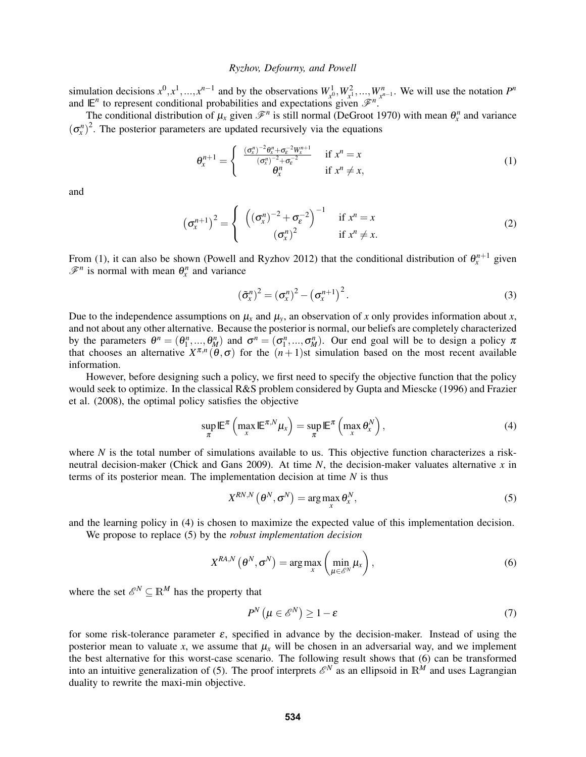simulation decisions $x^0, x^1, ..., x^{n-1}$ and by the observations $W^1_{x^0}, W^2_{x^1}, ..., W^n_{x^{n-1}}$. We will use the notation $P^n$ and $\mathbb{E}^n$ to represent conditional probabilities and expectations given $\mathscr{F}^n$.

The conditional distribution of $\mu_x$ given $\mathscr{F}^n$ is still normal (DeGroot 1970) with mean $\theta^n_x$ and variance $(\sigma^n_x)^2$. The posterior parameters are updated recursively via the equations

$$\theta^{n+1}_x = \begin{cases} \frac{(\sigma^n_x)^{-2}\theta^n_x + \sigma_\varepsilon^{-2} W^{n+1}_x}{(\sigma^n_x)^{-2} + \sigma_\varepsilon^{-2}} & \text{if } x^n = x \\ \theta^n_x & \text{if } x^n \neq x, \end{cases} \tag{1}$$

and

$$\left(\sigma^{n+1}_x\right)^2 = \begin{cases} \left((\sigma^n_x)^{-2} + \sigma_\varepsilon^{-2}\right)^{-1} & \text{if } x^n = x \\ (\sigma^n_x)^2 & \text{if } x^n \neq x. \end{cases} \tag{2}$$

From (1), it can also be shown (Powell and Ryzhov 2012) that the conditional distribution of $\theta^{n+1}_x$ given $\mathscr{F}^n$ is normal with mean $\theta^n_x$ and variance

$$(\tilde{\sigma}^n_x)^2 = (\sigma^n_x)^2 - \left(\sigma^{n+1}_x\right)^2. \tag{3}$$

Due to the independence assumptions on $\mu_x$ and $\mu_y$, an observation of $x$ only provides information about $x$, and not about any other alternative. Because the posterior is normal, our beliefs are completely characterized by the parameters $\theta^n = (\theta^n_1, ..., \theta^n_M)$ and $\sigma^n = (\sigma^n_1, ..., \sigma^n_M)$. Our end goal will be to design a policy $\pi$ that chooses an alternative $X^{\pi,n}(\theta, \sigma)$ for the $(n+1)$st simulation based on the most recent available information.

However, before designing such a policy, we first need to specify the objective function that the policy would seek to optimize. In the classical R&S problem considered by Gupta and Miescke (1996) and Frazier et al. (2008), the optimal policy satisfies the objective

$$\sup_\pi \mathbb{E}^\pi \left(\max_x \mathbb{E}^{\pi,N} \mu_x\right) = \sup_\pi \mathbb{E}^\pi \left(\max_x \theta^N_x\right), \tag{4}$$

where $N$ is the total number of simulations available to us. This objective function characterizes a risk-neutral decision-maker (Chick and Gans 2009). At time $N$, the decision-maker valuates alternative $x$ in terms of its posterior mean. The implementation decision at time $N$ is thus

$$X^{RN,N}\left(\theta^N, \sigma^N\right) = \arg\max_x \theta^N_x, \tag{5}$$

and the learning policy in (4) is chosen to maximize the expected value of this implementation decision.

We propose to replace (5) by the *robust implementation decision*

$$X^{RA,N}\left(\theta^N, \sigma^N\right) = \arg\max_x \left(\min_{\mu \in \mathscr{E}^N} \mu_x\right), \tag{6}$$

where the set $\mathscr{E}^N \subseteq \mathbb{R}^M$ has the property that

$$P^N\left(\mu \in \mathscr{E}^N\right) \geq 1 - \varepsilon \tag{7}$$

for some risk-tolerance parameter $\varepsilon$, specified in advance by the decision-maker. Instead of using the posterior mean to valuate $x$, we assume that $\mu_x$ will be chosen in an adversarial way, and we implement the best alternative for this worst-case scenario. The following result shows that (6) can be transformed into an intuitive generalization of (5). The proof interprets $\mathscr{E}^N$ as an ellipsoid in $\mathbb{R}^M$ and uses Lagrangian duality to rewrite the maxi-min objective.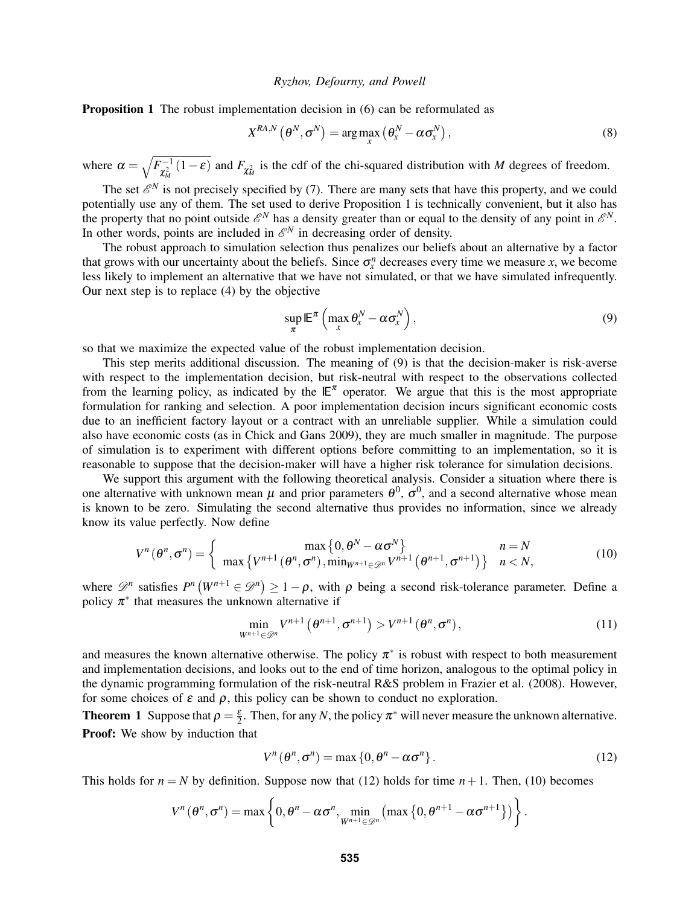**Proposition 1** The robust implementation decision in (6) can be reformulated as

$$X^{RA,N}\left(\theta^N, \sigma^N\right) = \arg\max_x \left(\theta_x^N - \alpha \sigma_x^N\right), \tag{8}$$

where $\alpha = \sqrt{F^{-1}_{\chi^2_M}(1-\varepsilon)}$ and $F_{\chi^2_M}$ is the cdf of the chi-squared distribution with $M$ degrees of freedom.

The set $\mathscr{E}^N$ is not precisely specified by (7). There are many sets that have this property, and we could potentially use any of them. The set used to derive Proposition 1 is technically convenient, but it also has the property that no point outside $\mathscr{E}^N$ has a density greater than or equal to the density of any point in $\mathscr{E}^N$. In other words, points are included in $\mathscr{E}^N$ in decreasing order of density.

The robust approach to simulation selection thus penalizes our beliefs about an alternative by a factor that grows with our uncertainty about the beliefs. Since $\sigma_x^n$ decreases every time we measure $x$, we become less likely to implement an alternative that we have not simulated, or that we have simulated infrequently. Our next step is to replace (4) by the objective

$$\sup_\pi \mathbb{E}^\pi \left(\max_x \theta_x^N - \alpha \sigma_x^N\right), \tag{9}$$

so that we maximize the expected value of the robust implementation decision.

This step merits additional discussion. The meaning of (9) is that the decision-maker is risk-averse with respect to the implementation decision, but risk-neutral with respect to the observations collected from the learning policy, as indicated by the $\mathbb{E}^\pi$ operator. We argue that this is the most appropriate formulation for ranking and selection. A poor implementation decision incurs significant economic costs due to an inefficient factory layout or a contract with an unreliable supplier. While a simulation could also have economic costs (as in Chick and Gans 2009), they are much smaller in magnitude. The purpose of simulation is to experiment with different options before committing to an implementation, so it is reasonable to suppose that the decision-maker will have a higher risk tolerance for simulation decisions.

We support this argument with the following theoretical analysis. Consider a situation where there is one alternative with unknown mean $\mu$ and prior parameters $\theta^0$, $\sigma^0$, and a second alternative whose mean is known to be zero. Simulating the second alternative thus provides no information, since we already know its value perfectly. Now define

$$V^n\left(\theta^n, \sigma^n\right) = \begin{cases} \max\left\{0, \theta^N - \alpha\sigma^N\right\} & n = N \\ \max\left\{V^{n+1}\left(\theta^n, \sigma^n\right), \min_{W^{n+1}\in\mathscr{D}^n} V^{n+1}\left(\theta^{n+1}, \sigma^{n+1}\right)\right\} & n < N, \end{cases} \tag{10}$$

where $\mathscr{D}^n$ satisfies $P^n\left(W^{n+1} \in \mathscr{D}^n\right) \geq 1 - \rho$, with $\rho$ being a second risk-tolerance parameter. Define a policy $\pi^*$ that measures the unknown alternative if

$$\min_{W^{n+1}\in\mathscr{D}^n} V^{n+1}\left(\theta^{n+1}, \sigma^{n+1}\right) > V^{n+1}\left(\theta^n, \sigma^n\right), \tag{11}$$

and measures the known alternative otherwise. The policy $\pi^*$ is robust with respect to both measurement and implementation decisions, and looks out to the end of time horizon, analogous to the optimal policy in the dynamic programming formulation of the risk-neutral R&S problem in Frazier et al. (2008). However, for some choices of $\varepsilon$ and $\rho$, this policy can be shown to conduct no exploration.

**Theorem 1** Suppose that $\rho = \frac{\varepsilon}{2}$. Then, for any $N$, the policy $\pi^*$ will never measure the unknown alternative.

**Proof:** We show by induction that

$$V^n\left(\theta^n, \sigma^n\right) = \max\left\{0, \theta^n - \alpha\sigma^n\right\}. \tag{12}$$

This holds for $n = N$ by definition. Suppose now that (12) holds for time $n+1$. Then, (10) becomes

$$V^n\left(\theta^n, \sigma^n\right) = \max\left\{0, \theta^n - \alpha\sigma^n, \min_{W^{n+1}\in\mathscr{D}^n}\left(\max\left\{0, \theta^{n+1} - \alpha\sigma^{n+1}\right\}\right)\right\}.$$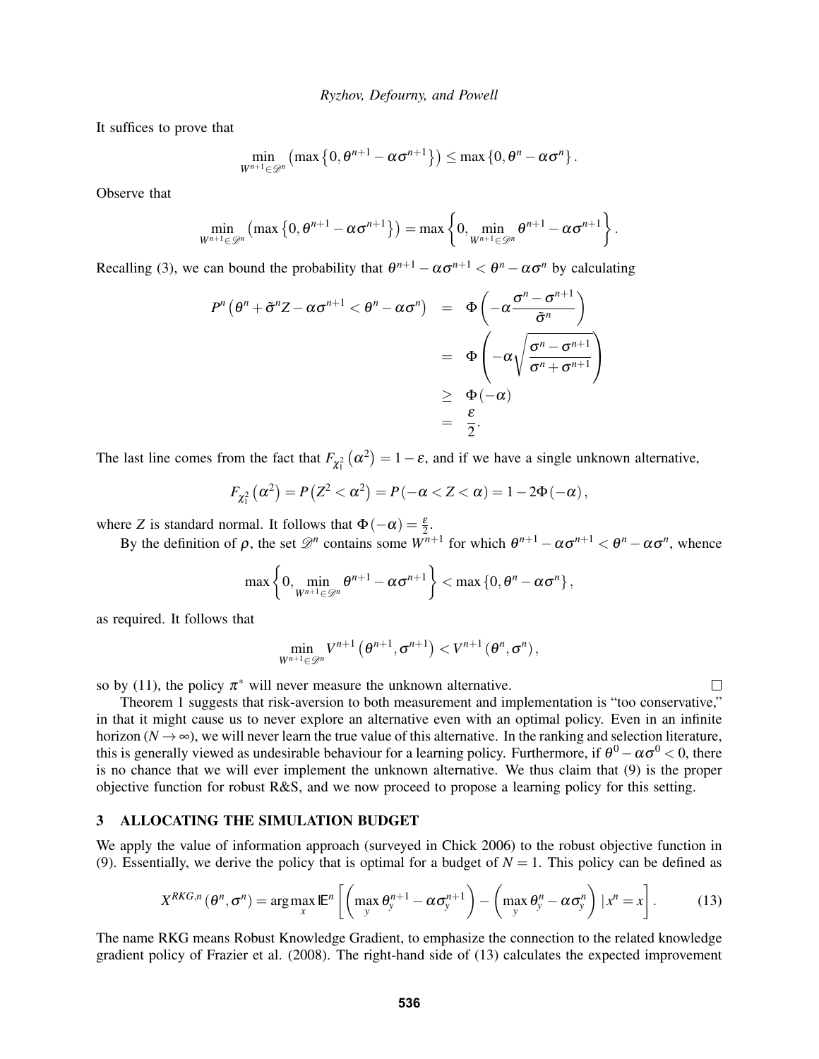It suffices to prove that

$$\min_{W^{n+1}\in\mathscr{D}^n}\left(\max\left\{0,\theta^{n+1}-\alpha\sigma^{n+1}\right\}\right)\leq\max\left\{0,\theta^n-\alpha\sigma^n\right\}.$$

Observe that

$$\min_{W^{n+1}\in\mathscr{D}^n}\left(\max\left\{0,\theta^{n+1}-\alpha\sigma^{n+1}\right\}\right)=\max\left\{0,\min_{W^{n+1}\in\mathscr{D}^n}\theta^{n+1}-\alpha\sigma^{n+1}\right\}.$$

Recalling (3), we can bound the probability that $\theta^{n+1}-\alpha\sigma^{n+1}<\theta^n-\alpha\sigma^n$ by calculating

$$\begin{aligned}
P^n\left(\theta^n+\tilde{\sigma}^n Z-\alpha\sigma^{n+1}<\theta^n-\alpha\sigma^n\right) &= \Phi\left(-\alpha\frac{\sigma^n-\sigma^{n+1}}{\tilde{\sigma}^n}\right)\\
&= \Phi\left(-\alpha\sqrt{\frac{\sigma^n-\sigma^{n+1}}{\sigma^n+\sigma^{n+1}}}\right)\\
&\geq \Phi(-\alpha)\\
&= \frac{\varepsilon}{2}.
\end{aligned}$$

The last line comes from the fact that $F_{\chi_1^2}\left(\alpha^2\right)=1-\varepsilon$, and if we have a single unknown alternative,

$$F_{\chi_1^2}\left(\alpha^2\right)=P\left(Z^2<\alpha^2\right)=P\left(-\alpha<Z<\alpha\right)=1-2\Phi(-\alpha),$$

where $Z$ is standard normal. It follows that $\Phi(-\alpha)=\frac{\varepsilon}{2}$.

By the definition of $\rho$, the set $\mathscr{D}^n$ contains some $W^{n+1}$ for which $\theta^{n+1}-\alpha\sigma^{n+1}<\theta^n-\alpha\sigma^n$, whence

$$\max\left\{0,\min_{W^{n+1}\in\mathscr{D}^n}\theta^{n+1}-\alpha\sigma^{n+1}\right\}<\max\left\{0,\theta^n-\alpha\sigma^n\right\},$$

as required. It follows that

$$\min_{W^{n+1}\in\mathscr{D}^n}V^{n+1}\left(\theta^{n+1},\sigma^{n+1}\right)<V^{n+1}\left(\theta^n,\sigma^n\right),$$

so by (11), the policy $\pi^*$ will never measure the unknown alternative. □

Theorem 1 suggests that risk-aversion to both measurement and implementation is "too conservative," in that it might cause us to never explore an alternative even with an optimal policy. Even in an infinite horizon ($N\to\infty$), we will never learn the true value of this alternative. In the ranking and selection literature, this is generally viewed as undesirable behaviour for a learning policy. Furthermore, if $\theta^0-\alpha\sigma^0<0$, there is no chance that we will ever implement the unknown alternative. We thus claim that (9) is the proper objective function for robust R&S, and we now proceed to propose a learning policy for this setting.

## 3 ALLOCATING THE SIMULATION BUDGET

We apply the value of information approach (surveyed in Chick 2006) to the robust objective function in (9). Essentially, we derive the policy that is optimal for a budget of $N=1$. This policy can be defined as

$$X^{RKG,n}\left(\theta^n,\sigma^n\right)=\arg\max_x\mathbb{E}^n\left[\left(\max_y\theta_y^{n+1}-\alpha\sigma_y^{n+1}\right)-\left(\max_y\theta_y^n-\alpha\sigma_y^n\right)\mid x^n=x\right]. \qquad (13)$$

The name RKG means Robust Knowledge Gradient, to emphasize the connection to the related knowledge gradient policy of Frazier et al. (2008). The right-hand side of (13) calculates the expected improvement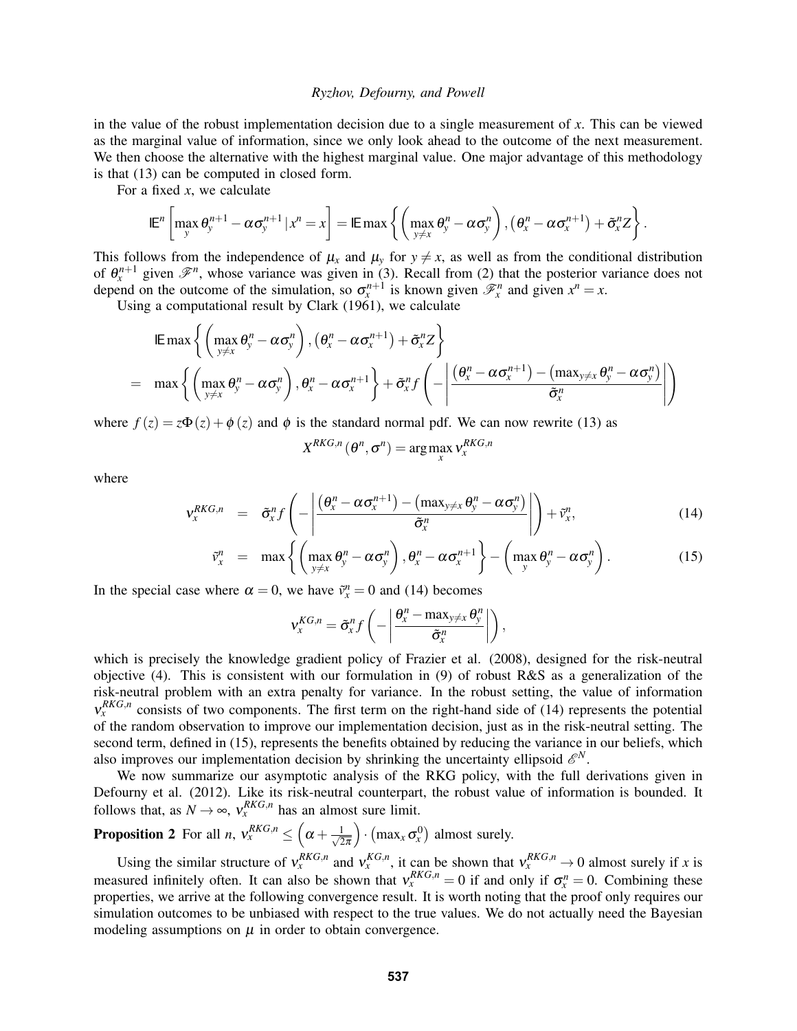in the value of the robust implementation decision due to a single measurement of $x$. This can be viewed as the marginal value of information, since we only look ahead to the outcome of the next measurement. We then choose the alternative with the highest marginal value. One major advantage of this methodology is that (13) can be computed in closed form.

For a fixed $x$, we calculate

$$\mathbb{E}^n\left[\max_y \theta_y^{n+1} - \alpha\sigma_y^{n+1} \,|\, x^n = x\right] = \mathbb{E}\max\left\{\left(\max_{y\neq x}\theta_y^n - \alpha\sigma_y^n\right), \left(\theta_x^n - \alpha\sigma_x^{n+1}\right) + \tilde{\sigma}_x^n Z\right\}.$$

This follows from the independence of $\mu_x$ and $\mu_y$ for $y \neq x$, as well as from the conditional distribution of $\theta_x^{n+1}$ given $\mathscr{F}^n$, whose variance was given in (3). Recall from (2) that the posterior variance does not depend on the outcome of the simulation, so $\sigma_x^{n+1}$ is known given $\mathscr{F}_x^n$ and given $x^n = x$.

Using a computational result by Clark (1961), we calculate

$$\begin{aligned}
& \mathbb{E}\max\left\{\left(\max_{y\neq x}\theta_y^n - \alpha\sigma_y^n\right), \left(\theta_x^n - \alpha\sigma_x^{n+1}\right) + \tilde{\sigma}_x^n Z\right\} \\
= \quad & \max\left\{\left(\max_{y\neq x}\theta_y^n - \alpha\sigma_y^n\right), \theta_x^n - \alpha\sigma_x^{n+1}\right\} + \tilde{\sigma}_x^n f\left(-\left|\frac{\left(\theta_x^n - \alpha\sigma_x^{n+1}\right) - \left(\max_{y\neq x}\theta_y^n - \alpha\sigma_y^n\right)}{\tilde{\sigma}_x^n}\right|\right)
\end{aligned}$$

where $f(z) = z\Phi(z) + \phi(z)$ and $\phi$ is the standard normal pdf. We can now rewrite (13) as

$$X^{RKG,n}(\theta^n, \sigma^n) = \arg\max_x \nu_x^{RKG,n}$$

where

$$\nu_x^{RKG,n} = \tilde{\sigma}_x^n f\left(-\left|\frac{\left(\theta_x^n - \alpha\sigma_x^{n+1}\right) - \left(\max_{y\neq x}\theta_y^n - \alpha\sigma_y^n\right)}{\tilde{\sigma}_x^n}\right|\right) + \tilde{\nu}_x^n, \tag{14}$$

$$\tilde{\nu}_x^n = \max\left\{\left(\max_{y\neq x}\theta_y^n - \alpha\sigma_y^n\right), \theta_x^n - \alpha\sigma_x^{n+1}\right\} - \left(\max_y \theta_y^n - \alpha\sigma_y^n\right). \tag{15}$$

In the special case where $\alpha = 0$, we have $\tilde{\nu}_x^n = 0$ and (14) becomes

$$\nu_x^{KG,n} = \tilde{\sigma}_x^n f\left(-\left|\frac{\theta_x^n - \max_{y\neq x}\theta_y^n}{\tilde{\sigma}_x^n}\right|\right),$$

which is precisely the knowledge gradient policy of Frazier et al. (2008), designed for the risk-neutral objective (4). This is consistent with our formulation in (9) of robust R&S as a generalization of the risk-neutral problem with an extra penalty for variance. In the robust setting, the value of information $\nu_x^{RKG,n}$ consists of two components. The first term on the right-hand side of (14) represents the potential of the random observation to improve our implementation decision, just as in the risk-neutral setting. The second term, defined in (15), represents the benefits obtained by reducing the variance in our beliefs, which also improves our implementation decision by shrinking the uncertainty ellipsoid $\mathscr{E}^N$.

We now summarize our asymptotic analysis of the RKG policy, with the full derivations given in Defourny et al. (2012). Like its risk-neutral counterpart, the robust value of information is bounded. It follows that, as $N \to \infty$, $\nu_x^{RKG,n}$ has an almost sure limit.

**Proposition 2** For all $n$, $\nu_x^{RKG,n} \leq \left(\alpha + \frac{1}{\sqrt{2\pi}}\right)\cdot\left(\max_x \sigma_x^0\right)$ almost surely.

Using the similar structure of $\nu_x^{RKG,n}$ and $\nu_x^{KG,n}$, it can be shown that $\nu_x^{RKG,n} \to 0$ almost surely if $x$ is measured infinitely often. It can also be shown that $\nu_x^{RKG,n} = 0$ if and only if $\sigma_x^n = 0$. Combining these properties, we arrive at the following convergence result. It is worth noting that the proof only requires our simulation outcomes to be unbiased with respect to the true values. We do not actually need the Bayesian modeling assumptions on $\mu$ in order to obtain convergence.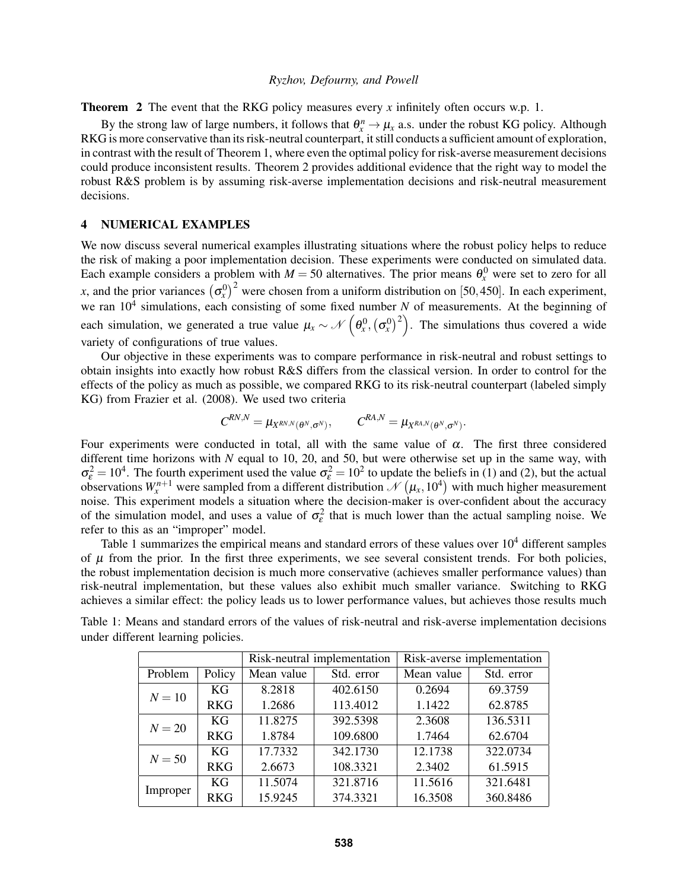**Theorem 2** The event that the RKG policy measures every $x$ infinitely often occurs w.p. 1.

By the strong law of large numbers, it follows that $\theta_x^n \to \mu_x$ a.s. under the robust KG policy. Although RKG is more conservative than its risk-neutral counterpart, it still conducts a sufficient amount of exploration, in contrast with the result of Theorem 1, where even the optimal policy for risk-averse measurement decisions could produce inconsistent results. Theorem 2 provides additional evidence that the right way to model the robust R&S problem is by assuming risk-averse implementation decisions and risk-neutral measurement decisions.

## 4 NUMERICAL EXAMPLES

We now discuss several numerical examples illustrating situations where the robust policy helps to reduce the risk of making a poor implementation decision. These experiments were conducted on simulated data. Each example considers a problem with $M = 50$ alternatives. The prior means $\theta_x^0$ were set to zero for all $x$, and the prior variances $\left(\sigma_x^0\right)^2$ were chosen from a uniform distribution on $[50, 450]$. In each experiment, we ran $10^4$ simulations, each consisting of some fixed number $N$ of measurements. At the beginning of each simulation, we generated a true value $\mu_x \sim \mathcal{N}\left(\theta_x^0, \left(\sigma_x^0\right)^2\right)$. The simulations thus covered a wide variety of configurations of true values.

Our objective in these experiments was to compare performance in risk-neutral and robust settings to obtain insights into exactly how robust R&S differs from the classical version. In order to control for the effects of the policy as much as possible, we compared RKG to its risk-neutral counterpart (labeled simply KG) from Frazier et al. (2008). We used two criteria

$$C^{RN,N} = \mu_{X^{RN,N}(\theta^N, \sigma^N)}, \qquad C^{RA,N} = \mu_{X^{RA,N}(\theta^N, \sigma^N)}.$$

Four experiments were conducted in total, all with the same value of $\alpha$. The first three considered different time horizons with $N$ equal to 10, 20, and 50, but were otherwise set up in the same way, with $\sigma_\varepsilon^2 = 10^4$. The fourth experiment used the value $\sigma_\varepsilon^2 = 10^2$ to update the beliefs in (1) and (2), but the actual observations $W_x^{n+1}$ were sampled from a different distribution $\mathcal{N}\left(\mu_x, 10^4\right)$ with much higher measurement noise. This experiment models a situation where the decision-maker is over-confident about the accuracy of the simulation model, and uses a value of $\sigma_\varepsilon^2$ that is much lower than the actual sampling noise. We refer to this as an "improper" model.

Table 1 summarizes the empirical means and standard errors of these values over $10^4$ different samples of $\mu$ from the prior. In the first three experiments, we see several consistent trends. For both policies, the robust implementation decision is much more conservative (achieves smaller performance values) than risk-neutral implementation, but these values also exhibit much smaller variance. Switching to RKG achieves a similar effect: the policy leads us to lower performance values, but achieves those results much

Table 1: Means and standard errors of the values of risk-neutral and risk-averse implementation decisions under different learning policies.

| | | Risk-neutral implementation | | Risk-averse implementation | |
|---|---|---|---|---|---|
| Problem | Policy | Mean value | Std. error | Mean value | Std. error |
| $N = 10$ | KG | 8.2818 | 402.6150 | 0.2694 | 69.3759 |
| | RKG | 1.2686 | 113.4012 | 1.1422 | 62.8785 |
| $N = 20$ | KG | 11.8275 | 392.5398 | 2.3608 | 136.5311 |
| | RKG | 1.8784 | 109.6800 | 1.7464 | 62.6704 |
| $N = 50$ | KG | 17.7332 | 342.1730 | 12.1738 | 322.0734 |
| | RKG | 2.6673 | 108.3321 | 2.3402 | 61.5915 |
| Improper | KG | 11.5074 | 321.8716 | 11.5616 | 321.6481 |
| | RKG | 15.9245 | 374.3321 | 16.3508 | 360.8486 |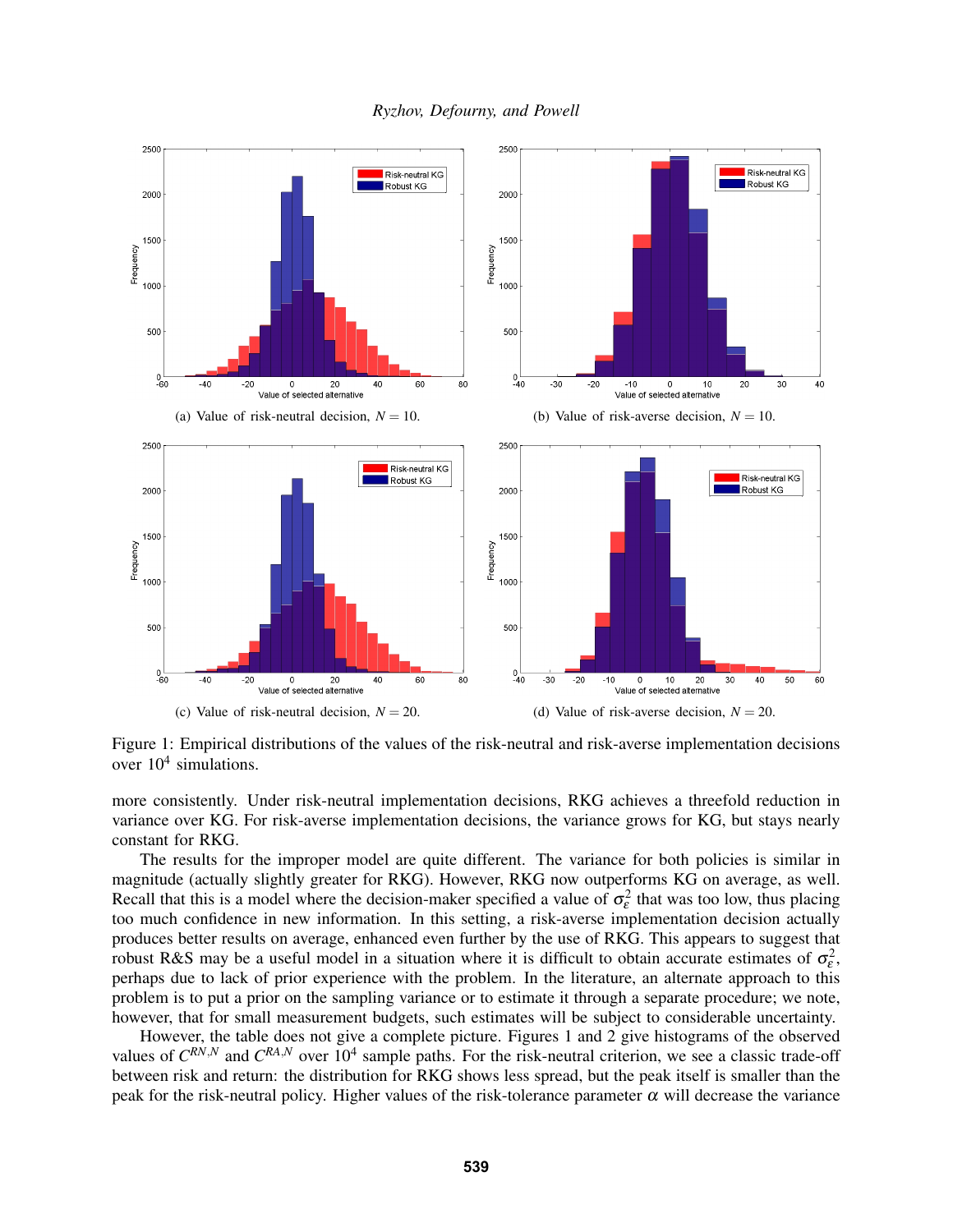(a) Value of risk-neutral decision, $N = 10$.

(b) Value of risk-averse decision, $N = 10$.

(c) Value of risk-neutral decision, $N = 20$.

(d) Value of risk-averse decision, $N = 20$.

Figure 1: Empirical distributions of the values of the risk-neutral and risk-averse implementation decisions over $10^4$ simulations.

more consistently. Under risk-neutral implementation decisions, RKG achieves a threefold reduction in variance over KG. For risk-averse implementation decisions, the variance grows for KG, but stays nearly constant for RKG.

The results for the improper model are quite different. The variance for both policies is similar in magnitude (actually slightly greater for RKG). However, RKG now outperforms KG on average, as well. Recall that this is a model where the decision-maker specified a value of $\sigma_\varepsilon^2$ that was too low, thus placing too much confidence in new information. In this setting, a risk-averse implementation decision actually produces better results on average, enhanced even further by the use of RKG. This appears to suggest that robust R&S may be a useful model in a situation where it is difficult to obtain accurate estimates of $\sigma_\varepsilon^2$, perhaps due to lack of prior experience with the problem. In the literature, an alternate approach to this problem is to put a prior on the sampling variance or to estimate it through a separate procedure; we note, however, that for small measurement budgets, such estimates will be subject to considerable uncertainty.

However, the table does not give a complete picture. Figures 1 and 2 give histograms of the observed values of $C^{RN,N}$ and $C^{RA,N}$ over $10^4$ sample paths. For the risk-neutral criterion, we see a classic trade-off between risk and return: the distribution for RKG shows less spread, but the peak itself is smaller than the peak for the risk-neutral policy. Higher values of the risk-tolerance parameter $\alpha$ will decrease the variance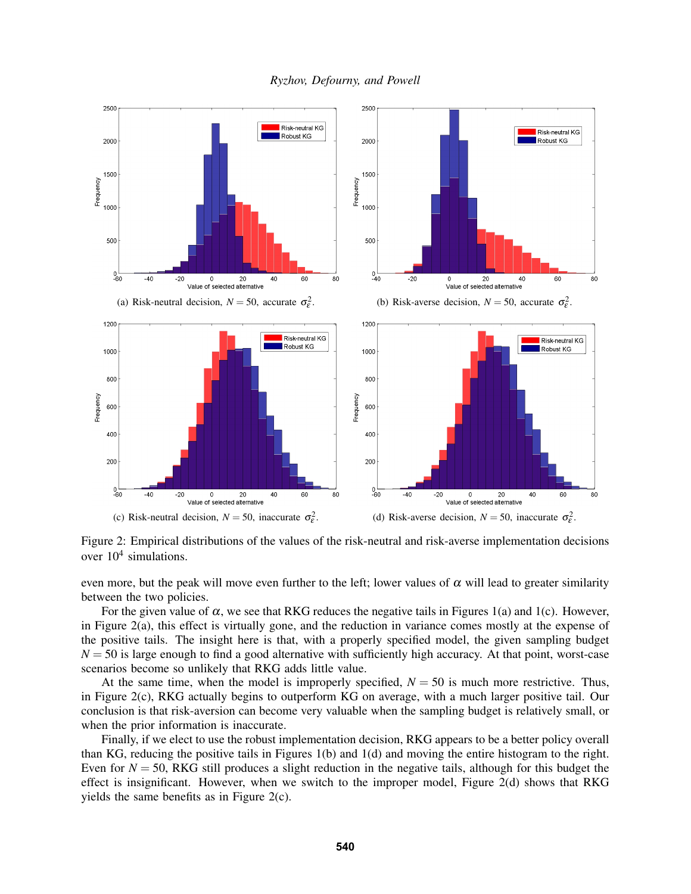(a) Risk-neutral decision, $N = 50$, accurate $\sigma_\varepsilon^2$.

(b) Risk-averse decision, $N = 50$, accurate $\sigma_\varepsilon^2$.

(c) Risk-neutral decision, $N = 50$, inaccurate $\sigma_\varepsilon^2$.

(d) Risk-averse decision, $N = 50$, inaccurate $\sigma_\varepsilon^2$.

Figure 2: Empirical distributions of the values of the risk-neutral and risk-averse implementation decisions over $10^4$ simulations.

even more, but the peak will move even further to the left; lower values of $\alpha$ will lead to greater similarity between the two policies.

For the given value of $\alpha$, we see that RKG reduces the negative tails in Figures 1(a) and 1(c). However, in Figure 2(a), this effect is virtually gone, and the reduction in variance comes mostly at the expense of the positive tails. The insight here is that, with a properly specified model, the given sampling budget $N = 50$ is large enough to find a good alternative with sufficiently high accuracy. At that point, worst-case scenarios become so unlikely that RKG adds little value.

At the same time, when the model is improperly specified, $N = 50$ is much more restrictive. Thus, in Figure 2(c), RKG actually begins to outperform KG on average, with a much larger positive tail. Our conclusion is that risk-aversion can become very valuable when the sampling budget is relatively small, or when the prior information is inaccurate.

Finally, if we elect to use the robust implementation decision, RKG appears to be a better policy overall than KG, reducing the positive tails in Figures 1(b) and 1(d) and moving the entire histogram to the right. Even for $N = 50$, RKG still produces a slight reduction in the negative tails, although for this budget the effect is insignificant. However, when we switch to the improper model, Figure 2(d) shows that RKG yields the same benefits as in Figure 2(c).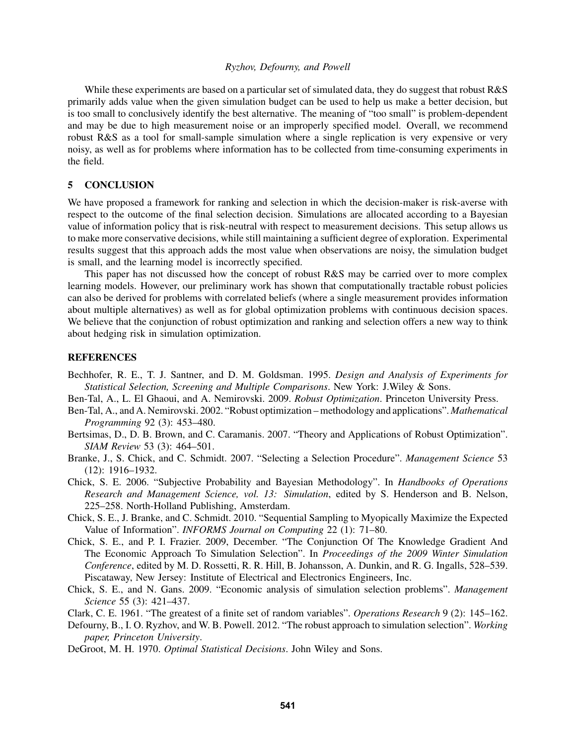While these experiments are based on a particular set of simulated data, they do suggest that robust R&S primarily adds value when the given simulation budget can be used to help us make a better decision, but is too small to conclusively identify the best alternative. The meaning of "too small" is problem-dependent and may be due to high measurement noise or an improperly specified model. Overall, we recommend robust R&S as a tool for small-sample simulation where a single replication is very expensive or very noisy, as well as for problems where information has to be collected from time-consuming experiments in the field.

## 5 CONCLUSION

We have proposed a framework for ranking and selection in which the decision-maker is risk-averse with respect to the outcome of the final selection decision. Simulations are allocated according to a Bayesian value of information policy that is risk-neutral with respect to measurement decisions. This setup allows us to make more conservative decisions, while still maintaining a sufficient degree of exploration. Experimental results suggest that this approach adds the most value when observations are noisy, the simulation budget is small, and the learning model is incorrectly specified.

This paper has not discussed how the concept of robust R&S may be carried over to more complex learning models. However, our preliminary work has shown that computationally tractable robust policies can also be derived for problems with correlated beliefs (where a single measurement provides information about multiple alternatives) as well as for global optimization problems with continuous decision spaces. We believe that the conjunction of robust optimization and ranking and selection offers a new way to think about hedging risk in simulation optimization.

## REFERENCES

Bechhofer, R. E., T. J. Santner, and D. M. Goldsman. 1995. *Design and Analysis of Experiments for Statistical Selection, Screening and Multiple Comparisons*. New York: J.Wiley & Sons.

Ben-Tal, A., L. El Ghaoui, and A. Nemirovski. 2009. *Robust Optimization*. Princeton University Press.

Ben-Tal, A., and A. Nemirovski. 2002. "Robust optimization – methodology and applications". *Mathematical Programming* 92 (3): 453–480.

Bertsimas, D., D. B. Brown, and C. Caramanis. 2007. "Theory and Applications of Robust Optimization". *SIAM Review* 53 (3): 464–501.

Branke, J., S. Chick, and C. Schmidt. 2007. "Selecting a Selection Procedure". *Management Science* 53 (12): 1916–1932.

Chick, S. E. 2006. "Subjective Probability and Bayesian Methodology". In *Handbooks of Operations Research and Management Science, vol. 13: Simulation*, edited by S. Henderson and B. Nelson, 225–258. North-Holland Publishing, Amsterdam.

Chick, S. E., J. Branke, and C. Schmidt. 2010. "Sequential Sampling to Myopically Maximize the Expected Value of Information". *INFORMS Journal on Computing* 22 (1): 71–80.

Chick, S. E., and P. I. Frazier. 2009, December. "The Conjunction Of The Knowledge Gradient And The Economic Approach To Simulation Selection". In *Proceedings of the 2009 Winter Simulation Conference*, edited by M. D. Rossetti, R. R. Hill, B. Johansson, A. Dunkin, and R. G. Ingalls, 528–539. Piscataway, New Jersey: Institute of Electrical and Electronics Engineers, Inc.

Chick, S. E., and N. Gans. 2009. "Economic analysis of simulation selection problems". *Management Science* 55 (3): 421–437.

Clark, C. E. 1961. "The greatest of a finite set of random variables". *Operations Research* 9 (2): 145–162.

Defourny, B., I. O. Ryzhov, and W. B. Powell. 2012. "The robust approach to simulation selection". *Working paper, Princeton University*.

DeGroot, M. H. 1970. *Optimal Statistical Decisions*. John Wiley and Sons.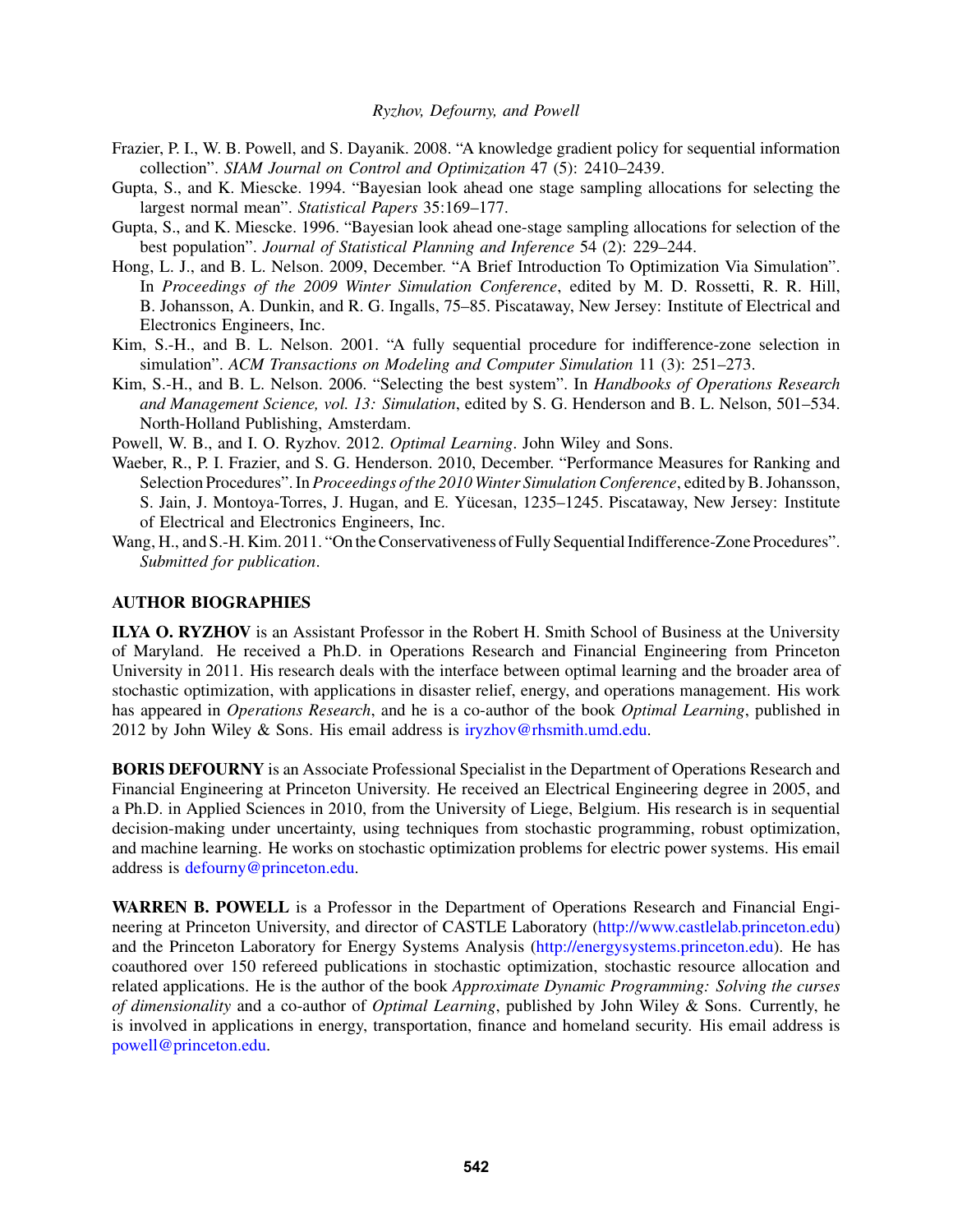Frazier, P. I., W. B. Powell, and S. Dayanik. 2008. "A knowledge gradient policy for sequential information collection". *SIAM Journal on Control and Optimization* 47 (5): 2410–2439.

Gupta, S., and K. Miescke. 1994. "Bayesian look ahead one stage sampling allocations for selecting the largest normal mean". *Statistical Papers* 35:169–177.

Gupta, S., and K. Miescke. 1996. "Bayesian look ahead one-stage sampling allocations for selection of the best population". *Journal of Statistical Planning and Inference* 54 (2): 229–244.

Hong, L. J., and B. L. Nelson. 2009, December. "A Brief Introduction To Optimization Via Simulation". In *Proceedings of the 2009 Winter Simulation Conference*, edited by M. D. Rossetti, R. R. Hill, B. Johansson, A. Dunkin, and R. G. Ingalls, 75–85. Piscataway, New Jersey: Institute of Electrical and Electronics Engineers, Inc.

Kim, S.-H., and B. L. Nelson. 2001. "A fully sequential procedure for indifference-zone selection in simulation". *ACM Transactions on Modeling and Computer Simulation* 11 (3): 251–273.

Kim, S.-H., and B. L. Nelson. 2006. "Selecting the best system". In *Handbooks of Operations Research and Management Science, vol. 13: Simulation*, edited by S. G. Henderson and B. L. Nelson, 501–534. North-Holland Publishing, Amsterdam.

Powell, W. B., and I. O. Ryzhov. 2012. *Optimal Learning*. John Wiley and Sons.

Waeber, R., P. I. Frazier, and S. G. Henderson. 2010, December. "Performance Measures for Ranking and Selection Procedures". In *Proceedings of the 2010 Winter Simulation Conference*, edited by B. Johansson, S. Jain, J. Montoya-Torres, J. Hugan, and E. Yücesan, 1235–1245. Piscataway, New Jersey: Institute of Electrical and Electronics Engineers, Inc.

Wang, H., and S.-H. Kim. 2011. "On the Conservativeness of Fully Sequential Indifference-Zone Procedures". *Submitted for publication*.

## AUTHOR BIOGRAPHIES

**ILYA O. RYZHOV** is an Assistant Professor in the Robert H. Smith School of Business at the University of Maryland. He received a Ph.D. in Operations Research and Financial Engineering from Princeton University in 2011. His research deals with the interface between optimal learning and the broader area of stochastic optimization, with applications in disaster relief, energy, and operations management. His work has appeared in *Operations Research*, and he is a co-author of the book *Optimal Learning*, published in 2012 by John Wiley & Sons. His email address is iryzhov@rhsmith.umd.edu.

**BORIS DEFOURNY** is an Associate Professional Specialist in the Department of Operations Research and Financial Engineering at Princeton University. He received an Electrical Engineering degree in 2005, and a Ph.D. in Applied Sciences in 2010, from the University of Liege, Belgium. His research is in sequential decision-making under uncertainty, using techniques from stochastic programming, robust optimization, and machine learning. He works on stochastic optimization problems for electric power systems. His email address is defourny@princeton.edu.

**WARREN B. POWELL** is a Professor in the Department of Operations Research and Financial Engineering at Princeton University, and director of CASTLE Laboratory (http://www.castlelab.princeton.edu) and the Princeton Laboratory for Energy Systems Analysis (http://energysystems.princeton.edu). He has coauthored over 150 refereed publications in stochastic optimization, stochastic resource allocation and related applications. He is the author of the book *Approximate Dynamic Programming: Solving the curses of dimensionality* and a co-author of *Optimal Learning*, published by John Wiley & Sons. Currently, he is involved in applications in energy, transportation, finance and homeland security. His email address is powell@princeton.edu.